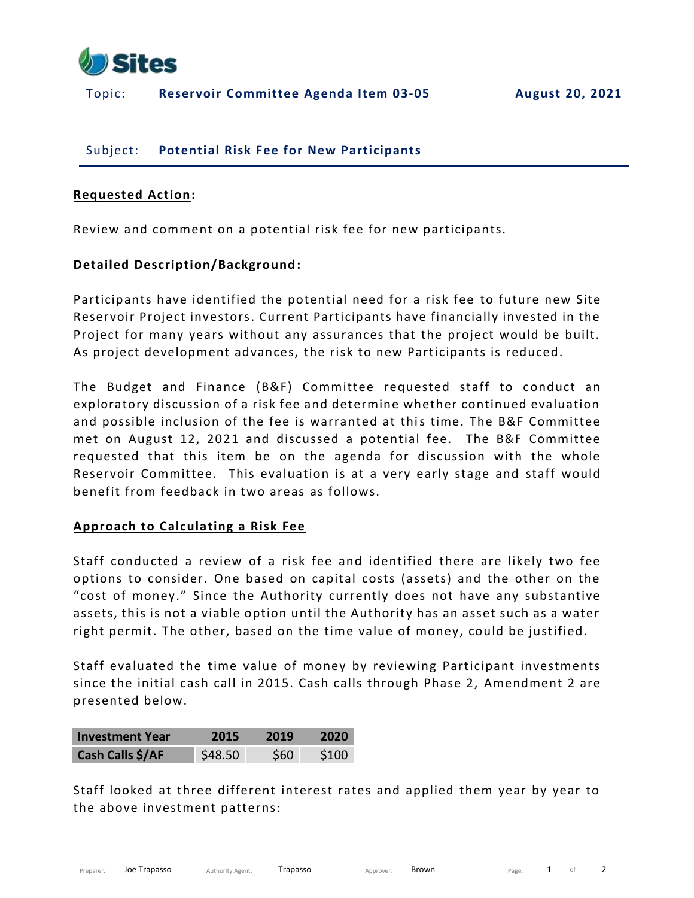Topic: **Reservoir Committee Agenda Item 03-05** **August 20, 2021**

Subject: **Potential Risk Fee for New Participants**

**Requested Action:**

Review and comment on a potential risk fee for new participants.

**Detailed Description/Background:**

Participants have identified the potential need for a risk fee to future new Site Reservoir Project investors. Current Participants have financially invested in the Project for many years without any assurances that the project would be built. As project development advances, the risk to new Participants is reduced.

The Budget and Finance (B&F) Committee requested staff to conduct an exploratory discussion of a risk fee and determine whether continued evaluation and possible inclusion of the fee is warranted at this time. The B&F Committee met on August 12, 2021 and discussed a potential fee. The B&F Committee requested that this item be on the agenda for discussion with the whole Reservoir Committee. This evaluation is at a very early stage and staff would benefit from feedback in two areas as follows.

**Approach to Calculating a Risk Fee**

Staff conducted a review of a risk fee and identified there are likely two fee options to consider. One based on capital costs (assets) and the other on the "cost of money." Since the Authority currently does not have any substantive assets, this is not a viable option until the Authority has an asset such as a water right permit. The other, based on the time value of money, could be justified.

Staff evaluated the time value of money by reviewing Participant investments since the initial cash call in 2015. Cash calls through Phase 2, Amendment 2 are presented below.

| Investment Year | 2015 | 2019 | 2020 |
|---|---|---|---|
| Cash Calls $/AF | $48.50 | $60 | $100 |

Staff looked at three different interest rates and applied them year by year to the above investment patterns: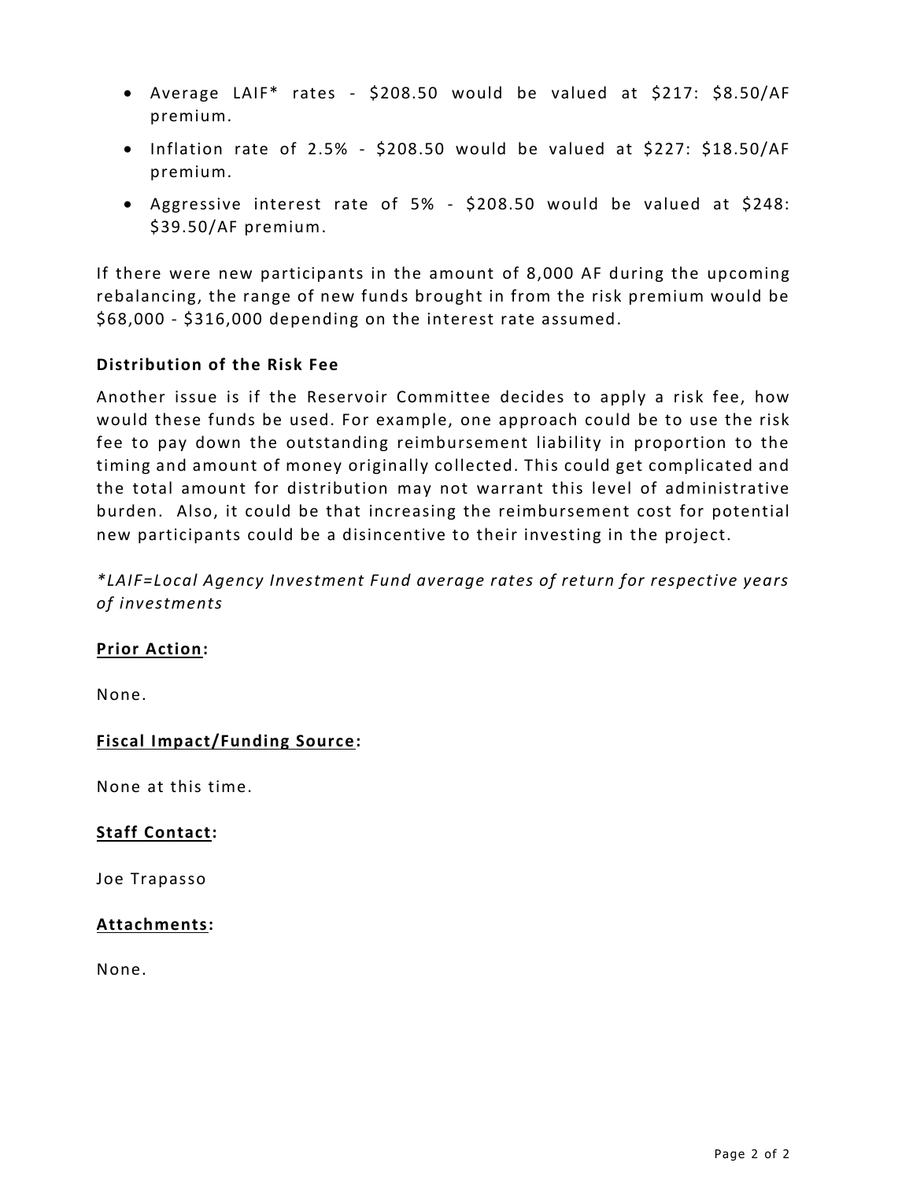- Average LAIF* rates - $208.50 would be valued at $217: $8.50/AF premium.
- Inflation rate of 2.5% - $208.50 would be valued at $227: $18.50/AF premium.
- Aggressive interest rate of 5% - $208.50 would be valued at $248: $39.50/AF premium.

If there were new participants in the amount of 8,000 AF during the upcoming rebalancing, the range of new funds brought in from the risk premium would be $68,000 - $316,000 depending on the interest rate assumed.

**Distribution of the Risk Fee**

Another issue is if the Reservoir Committee decides to apply a risk fee, how would these funds be used. For example, one approach could be to use the risk fee to pay down the outstanding reimbursement liability in proportion to the timing and amount of money originally collected. This could get complicated and the total amount for distribution may not warrant this level of administrative burden. Also, it could be that increasing the reimbursement cost for potential new participants could be a disincentive to their investing in the project.

*\*LAIF=Local Agency Investment Fund average rates of return for respective years of investments*

**Prior Action:**

None.

**Fiscal Impact/Funding Source:**

None at this time.

**Staff Contact:**

Joe Trapasso

**Attachments:**

None.